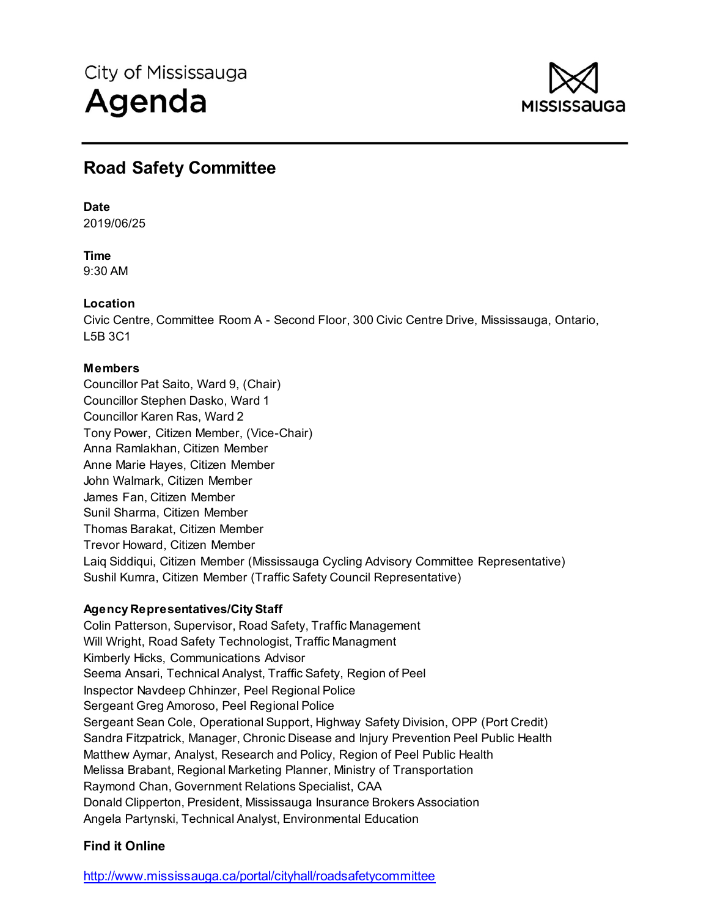City of Mississauga

# Agenda

MISSISSAUGA

## Road Safety Committee

**Date**

2019/06/25

**Time**

9:30 AM

**Location**

Civic Centre, Committee Room A - Second Floor, 300 Civic Centre Drive, Mississauga, Ontario, L5B 3C1

**Members**

Councillor Pat Saito, Ward 9, (Chair)
Councillor Stephen Dasko, Ward 1
Councillor Karen Ras, Ward 2
Tony Power, Citizen Member, (Vice-Chair)
Anna Ramlakhan, Citizen Member
Anne Marie Hayes, Citizen Member
John Walmark, Citizen Member
James Fan, Citizen Member
Sunil Sharma, Citizen Member
Thomas Barakat, Citizen Member
Trevor Howard, Citizen Member
Laiq Siddiqui, Citizen Member (Mississauga Cycling Advisory Committee Representative)
Sushil Kumra, Citizen Member (Traffic Safety Council Representative)

**Agency Representatives/City Staff**

Colin Patterson, Supervisor, Road Safety, Traffic Management
Will Wright, Road Safety Technologist, Traffic Managment
Kimberly Hicks, Communications Advisor
Seema Ansari, Technical Analyst, Traffic Safety, Region of Peel
Inspector Navdeep Chhinzer, Peel Regional Police
Sergeant Greg Amoroso, Peel Regional Police
Sergeant Sean Cole, Operational Support, Highway Safety Division, OPP (Port Credit)
Sandra Fitzpatrick, Manager, Chronic Disease and Injury Prevention Peel Public Health
Matthew Aymar, Analyst, Research and Policy, Region of Peel Public Health
Melissa Brabant, Regional Marketing Planner, Ministry of Transportation
Raymond Chan, Government Relations Specialist, CAA
Donald Clipperton, President, Mississauga Insurance Brokers Association
Angela Partynski, Technical Analyst, Environmental Education

### Find it Online

http://www.mississauga.ca/portal/cityhall/roadsafetycommittee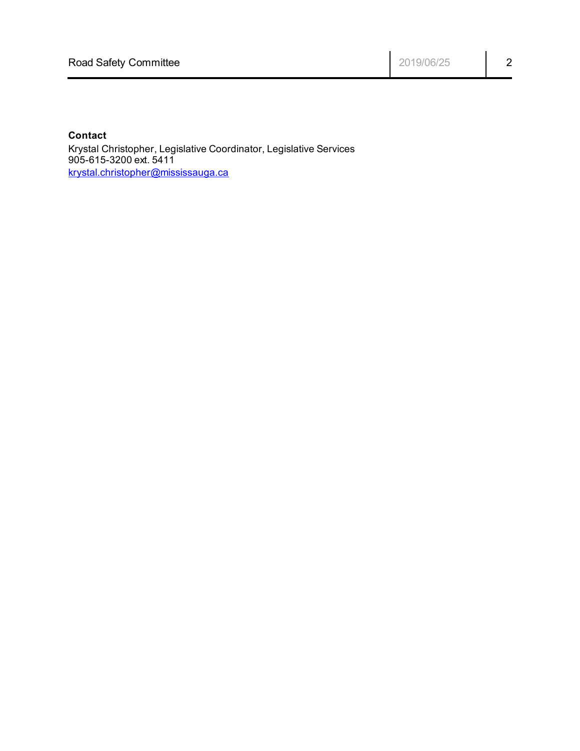**Contact**

Krystal Christopher, Legislative Coordinator, Legislative Services
905-615-3200 ext. 5411
krystal.christopher@mississauga.ca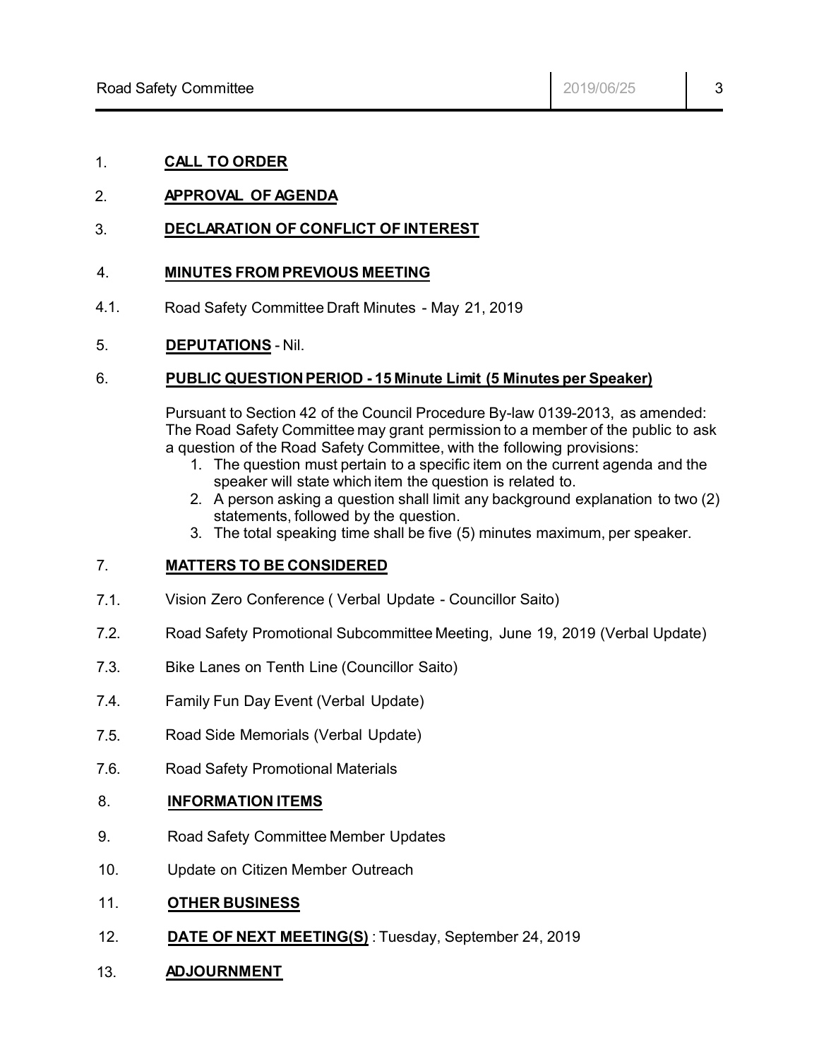1. **CALL TO ORDER**

2. **APPROVAL OF AGENDA**

3. **DECLARATION OF CONFLICT OF INTEREST**

4. **MINUTES FROM PREVIOUS MEETING**

4.1. Road Safety Committee Draft Minutes - May 21, 2019

5. **DEPUTATIONS** - Nil.

6. **PUBLIC QUESTION PERIOD - 15 Minute Limit (5 Minutes per Speaker)**

Pursuant to Section 42 of the Council Procedure By-law 0139-2013, as amended: The Road Safety Committee may grant permission to a member of the public to ask a question of the Road Safety Committee, with the following provisions:

1. The question must pertain to a specific item on the current agenda and the speaker will state which item the question is related to.
2. A person asking a question shall limit any background explanation to two (2) statements, followed by the question.
3. The total speaking time shall be five (5) minutes maximum, per speaker.

7. **MATTERS TO BE CONSIDERED**

7.1. Vision Zero Conference ( Verbal Update - Councillor Saito)

7.2. Road Safety Promotional Subcommittee Meeting, June 19, 2019 (Verbal Update)

7.3. Bike Lanes on Tenth Line (Councillor Saito)

7.4. Family Fun Day Event (Verbal Update)

7.5. Road Side Memorials (Verbal Update)

7.6. Road Safety Promotional Materials

8. **INFORMATION ITEMS**

9. Road Safety Committee Member Updates

10. Update on Citizen Member Outreach

11. **OTHER BUSINESS**

12. **DATE OF NEXT MEETING(S)** : Tuesday, September 24, 2019

13. **ADJOURNMENT**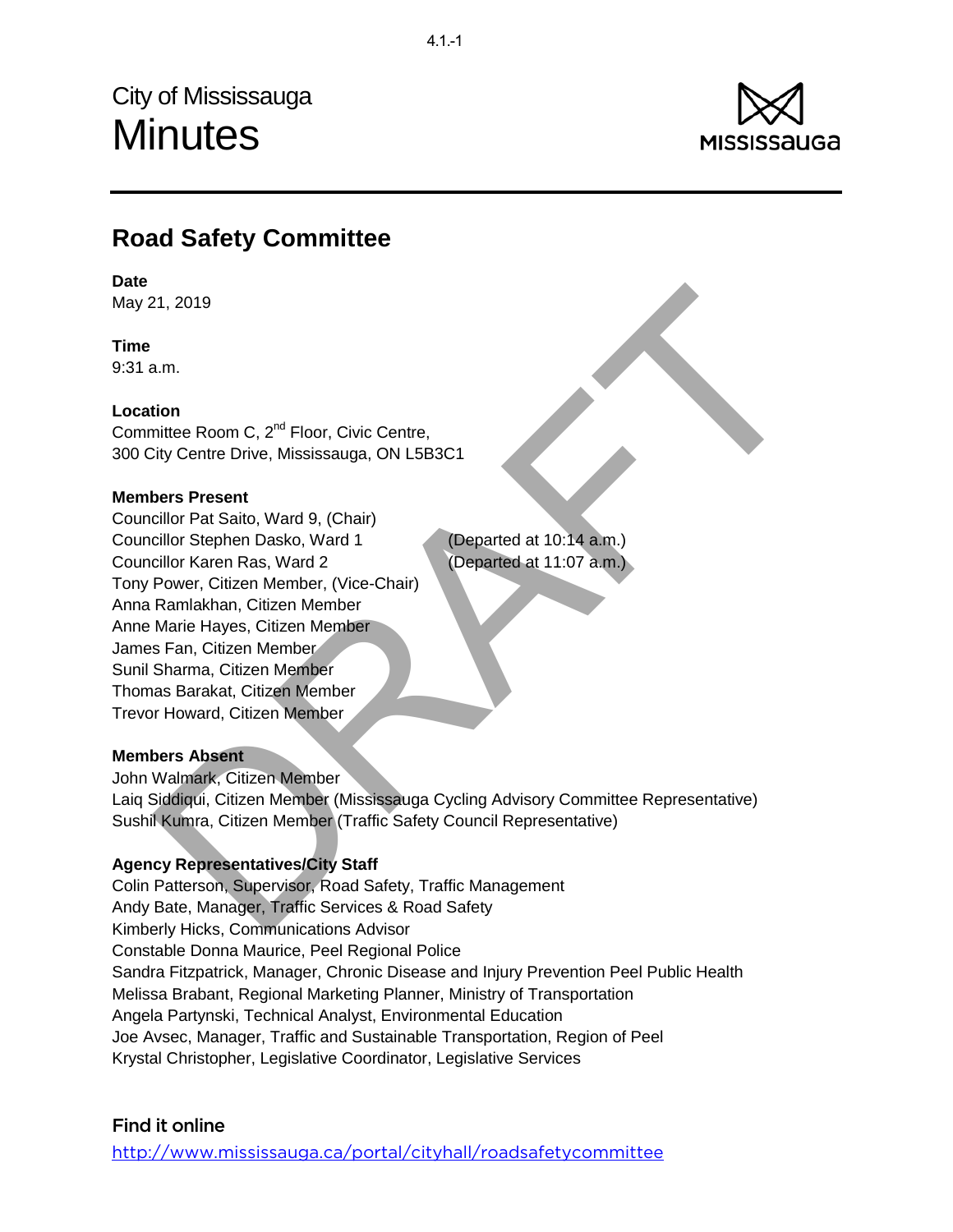City of Mississauga

# Minutes

## Road Safety Committee

**Date**
May 21, 2019

**Time**
9:31 a.m.

**Location**
Committee Room C, 2nd Floor, Civic Centre,
300 City Centre Drive, Mississauga, ON L5B3C1

**Members Present**
Councillor Pat Saito, Ward 9, (Chair)
Councillor Stephen Dasko, Ward 1 (Departed at 10:14 a.m.)
Councillor Karen Ras, Ward 2 (Departed at 11:07 a.m.)
Tony Power, Citizen Member, (Vice-Chair)
Anna Ramlakhan, Citizen Member
Anne Marie Hayes, Citizen Member
James Fan, Citizen Member
Sunil Sharma, Citizen Member
Thomas Barakat, Citizen Member
Trevor Howard, Citizen Member

**Members Absent**
John Walmark, Citizen Member
Laiq Siddiqui, Citizen Member (Mississauga Cycling Advisory Committee Representative)
Sushil Kumra, Citizen Member (Traffic Safety Council Representative)

**Agency Representatives/City Staff**
Colin Patterson, Supervisor, Road Safety, Traffic Management
Andy Bate, Manager, Traffic Services & Road Safety
Kimberly Hicks, Communications Advisor
Constable Donna Maurice, Peel Regional Police
Sandra Fitzpatrick, Manager, Chronic Disease and Injury Prevention Peel Public Health
Melissa Brabant, Regional Marketing Planner, Ministry of Transportation
Angela Partynski, Technical Analyst, Environmental Education
Joe Avsec, Manager, Traffic and Sustainable Transportation, Region of Peel
Krystal Christopher, Legislative Coordinator, Legislative Services

**Find it online**
http://www.mississauga.ca/portal/cityhall/roadsafetycommittee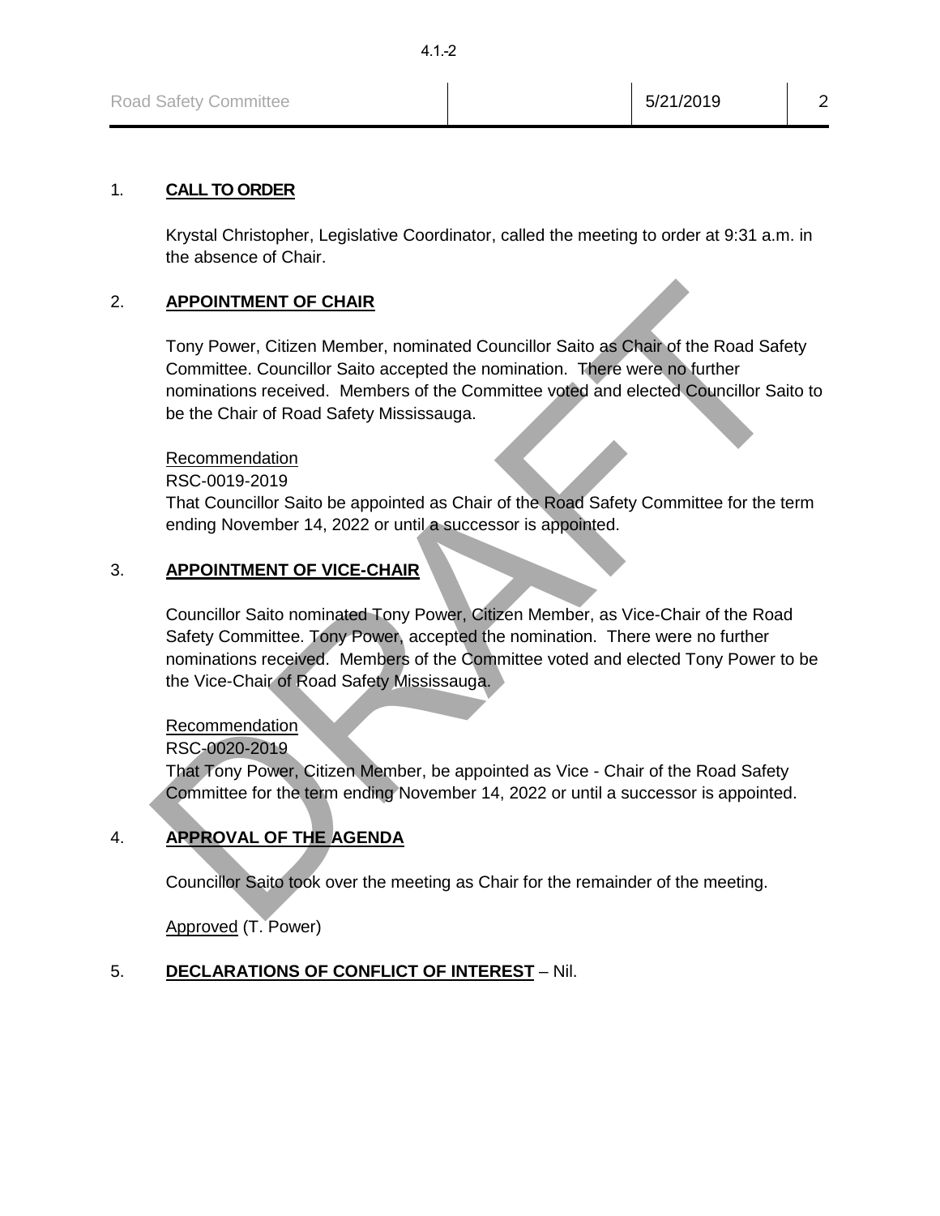1. **CALL TO ORDER**

Krystal Christopher, Legislative Coordinator, called the meeting to order at 9:31 a.m. in the absence of Chair.

2. **APPOINTMENT OF CHAIR**

Tony Power, Citizen Member, nominated Councillor Saito as Chair of the Road Safety Committee. Councillor Saito accepted the nomination. There were no further nominations received. Members of the Committee voted and elected Councillor Saito to be the Chair of Road Safety Mississauga.

Recommendation
RSC-0019-2019
That Councillor Saito be appointed as Chair of the Road Safety Committee for the term ending November 14, 2022 or until a successor is appointed.

3. **APPOINTMENT OF VICE-CHAIR**

Councillor Saito nominated Tony Power, Citizen Member, as Vice-Chair of the Road Safety Committee. Tony Power, accepted the nomination. There were no further nominations received. Members of the Committee voted and elected Tony Power to be the Vice-Chair of Road Safety Mississauga.

Recommendation
RSC-0020-2019
That Tony Power, Citizen Member, be appointed as Vice - Chair of the Road Safety Committee for the term ending November 14, 2022 or until a successor is appointed.

4. **APPROVAL OF THE AGENDA**

Councillor Saito took over the meeting as Chair for the remainder of the meeting.

Approved (T. Power)

5. **DECLARATIONS OF CONFLICT OF INTEREST** – Nil.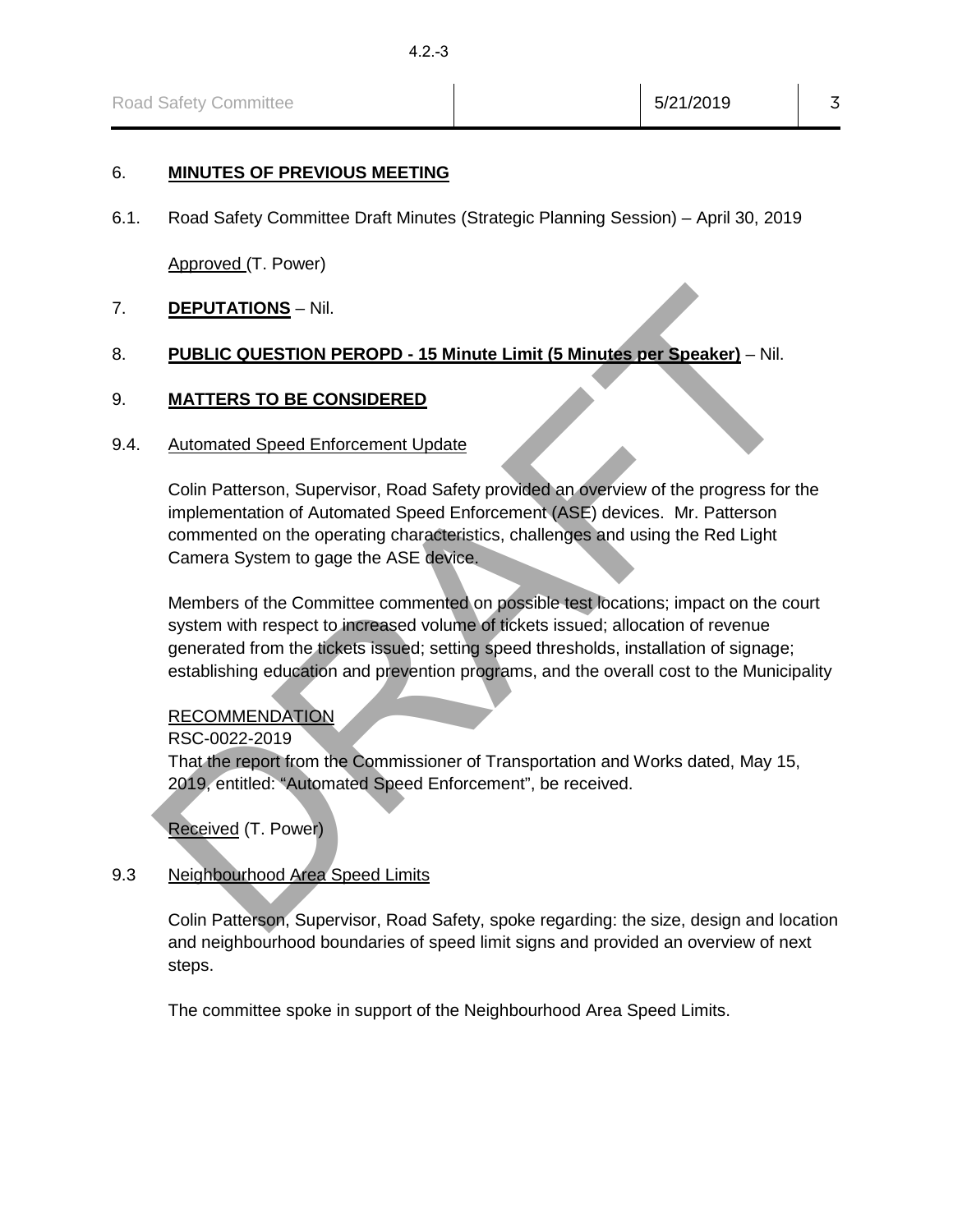6. **MINUTES OF PREVIOUS MEETING**

6.1. Road Safety Committee Draft Minutes (Strategic Planning Session) – April 30, 2019

Approved (T. Power)

7. **DEPUTATIONS** – Nil.

8. **PUBLIC QUESTION PEROPD - 15 Minute Limit (5 Minutes per Speaker)** – Nil.

9. **MATTERS TO BE CONSIDERED**

9.4. Automated Speed Enforcement Update

Colin Patterson, Supervisor, Road Safety provided an overview of the progress for the implementation of Automated Speed Enforcement (ASE) devices. Mr. Patterson commented on the operating characteristics, challenges and using the Red Light Camera System to gage the ASE device.

Members of the Committee commented on possible test locations; impact on the court system with respect to increased volume of tickets issued; allocation of revenue generated from the tickets issued; setting speed thresholds, installation of signage; establishing education and prevention programs, and the overall cost to the Municipality

RECOMMENDATION
RSC-0022-2019
That the report from the Commissioner of Transportation and Works dated, May 15, 2019, entitled: "Automated Speed Enforcement", be received.

Received (T. Power)

9.3 Neighbourhood Area Speed Limits

Colin Patterson, Supervisor, Road Safety, spoke regarding: the size, design and location and neighbourhood boundaries of speed limit signs and provided an overview of next steps.

The committee spoke in support of the Neighbourhood Area Speed Limits.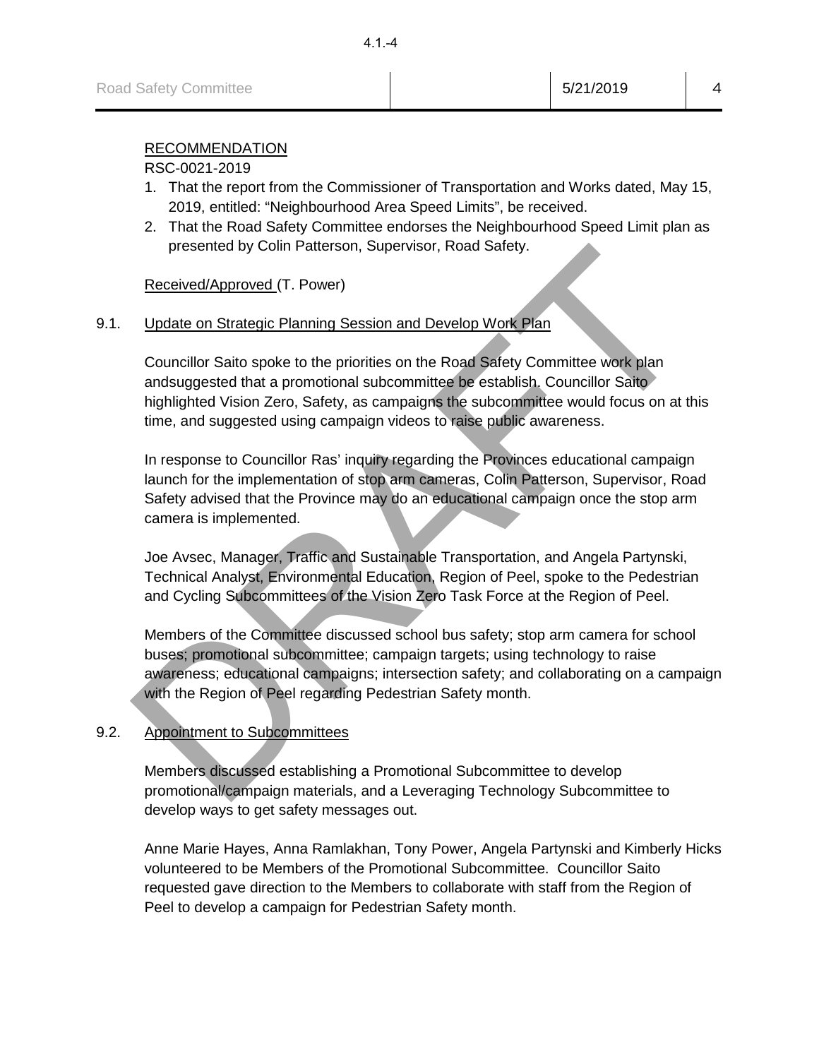RECOMMENDATION

RSC-0021-2019

1. That the report from the Commissioner of Transportation and Works dated, May 15, 2019, entitled: "Neighbourhood Area Speed Limits", be received.
2. That the Road Safety Committee endorses the Neighbourhood Speed Limit plan as presented by Colin Patterson, Supervisor, Road Safety.

Received/Approved (T. Power)

9.1. Update on Strategic Planning Session and Develop Work Plan

Councillor Saito spoke to the priorities on the Road Safety Committee work plan andsuggested that a promotional subcommittee be establish. Councillor Saito highlighted Vision Zero, Safety, as campaigns the subcommittee would focus on at this time, and suggested using campaign videos to raise public awareness.

In response to Councillor Ras' inquiry regarding the Provinces educational campaign launch for the implementation of stop arm cameras, Colin Patterson, Supervisor, Road Safety advised that the Province may do an educational campaign once the stop arm camera is implemented.

Joe Avsec, Manager, Traffic and Sustainable Transportation, and Angela Partynski, Technical Analyst, Environmental Education, Region of Peel, spoke to the Pedestrian and Cycling Subcommittees of the Vision Zero Task Force at the Region of Peel.

Members of the Committee discussed school bus safety; stop arm camera for school buses; promotional subcommittee; campaign targets; using technology to raise awareness; educational campaigns; intersection safety; and collaborating on a campaign with the Region of Peel regarding Pedestrian Safety month.

9.2. Appointment to Subcommittees

Members discussed establishing a Promotional Subcommittee to develop promotional/campaign materials, and a Leveraging Technology Subcommittee to develop ways to get safety messages out.

Anne Marie Hayes, Anna Ramlakhan, Tony Power, Angela Partynski and Kimberly Hicks volunteered to be Members of the Promotional Subcommittee. Councillor Saito requested gave direction to the Members to collaborate with staff from the Region of Peel to develop a campaign for Pedestrian Safety month.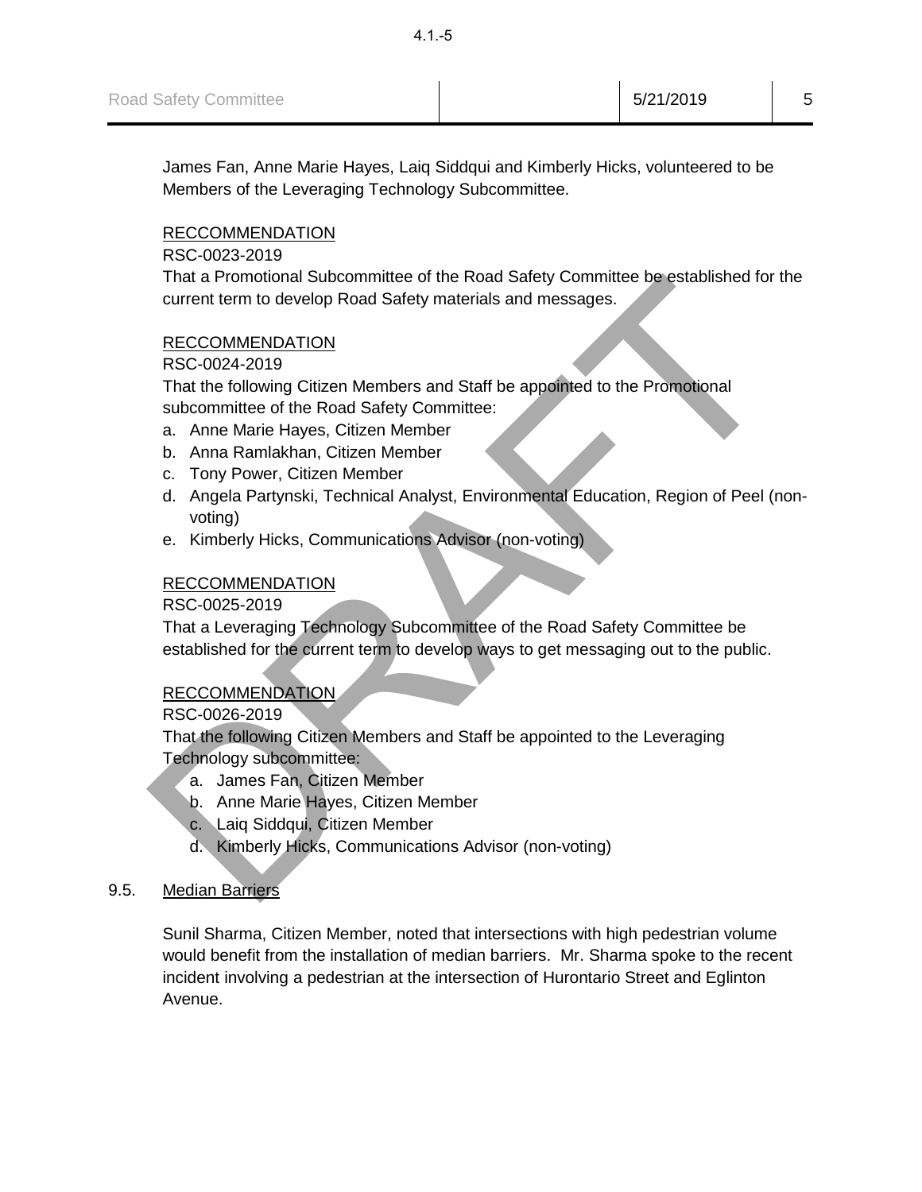James Fan, Anne Marie Hayes, Laiq Siddqui and Kimberly Hicks, volunteered to be Members of the Leveraging Technology Subcommittee.

RECCOMMENDATION
RSC-0023-2019
That a Promotional Subcommittee of the Road Safety Committee be established for the current term to develop Road Safety materials and messages.

RECCOMMENDATION
RSC-0024-2019
That the following Citizen Members and Staff be appointed to the Promotional subcommittee of the Road Safety Committee:

a. Anne Marie Hayes, Citizen Member
b. Anna Ramlakhan, Citizen Member
c. Tony Power, Citizen Member
d. Angela Partynski, Technical Analyst, Environmental Education, Region of Peel (non-voting)
e. Kimberly Hicks, Communications Advisor (non-voting)

RECCOMMENDATION
RSC-0025-2019
That a Leveraging Technology Subcommittee of the Road Safety Committee be established for the current term to develop ways to get messaging out to the public.

RECCOMMENDATION
RSC-0026-2019
That the following Citizen Members and Staff be appointed to the Leveraging Technology subcommittee:

a. James Fan, Citizen Member
b. Anne Marie Hayes, Citizen Member
c. Laiq Siddqui, Citizen Member
d. Kimberly Hicks, Communications Advisor (non-voting)

9.5. Median Barriers

Sunil Sharma, Citizen Member, noted that intersections with high pedestrian volume would benefit from the installation of median barriers. Mr. Sharma spoke to the recent incident involving a pedestrian at the intersection of Hurontario Street and Eglinton Avenue.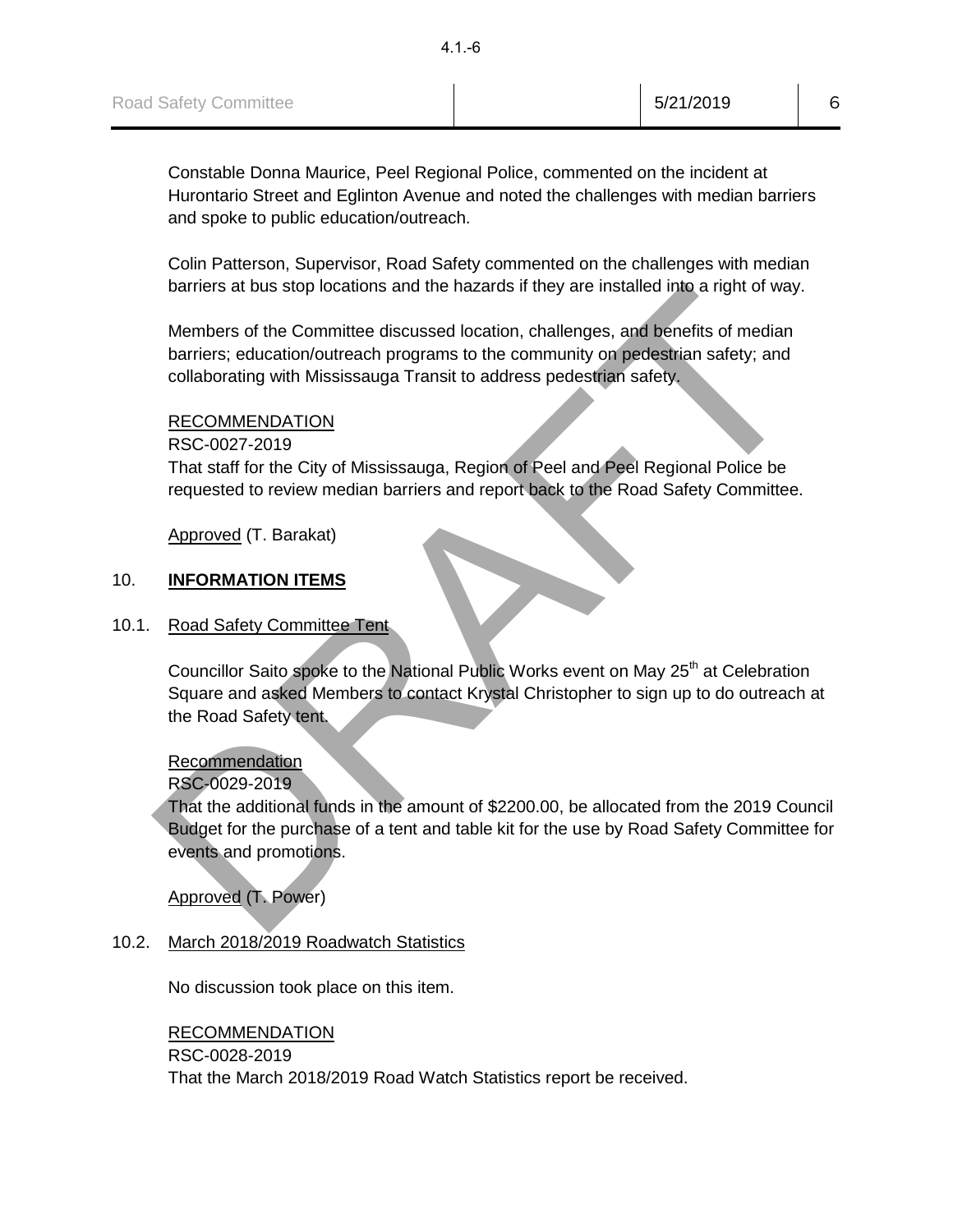Constable Donna Maurice, Peel Regional Police, commented on the incident at Hurontario Street and Eglinton Avenue and noted the challenges with median barriers and spoke to public education/outreach.

Colin Patterson, Supervisor, Road Safety commented on the challenges with median barriers at bus stop locations and the hazards if they are installed into a right of way.

Members of the Committee discussed location, challenges, and benefits of median barriers; education/outreach programs to the community on pedestrian safety; and collaborating with Mississauga Transit to address pedestrian safety.

RECOMMENDATION
RSC-0027-2019
That staff for the City of Mississauga, Region of Peel and Peel Regional Police be requested to review median barriers and report back to the Road Safety Committee.

Approved (T. Barakat)

## 10. **INFORMATION ITEMS**

### 10.1. Road Safety Committee Tent

Councillor Saito spoke to the National Public Works event on May 25th at Celebration Square and asked Members to contact Krystal Christopher to sign up to do outreach at the Road Safety tent.

Recommendation
RSC-0029-2019
That the additional funds in the amount of $2200.00, be allocated from the 2019 Council Budget for the purchase of a tent and table kit for the use by Road Safety Committee for events and promotions.

Approved (T. Power)

### 10.2. March 2018/2019 Roadwatch Statistics

No discussion took place on this item.

RECOMMENDATION
RSC-0028-2019
That the March 2018/2019 Road Watch Statistics report be received.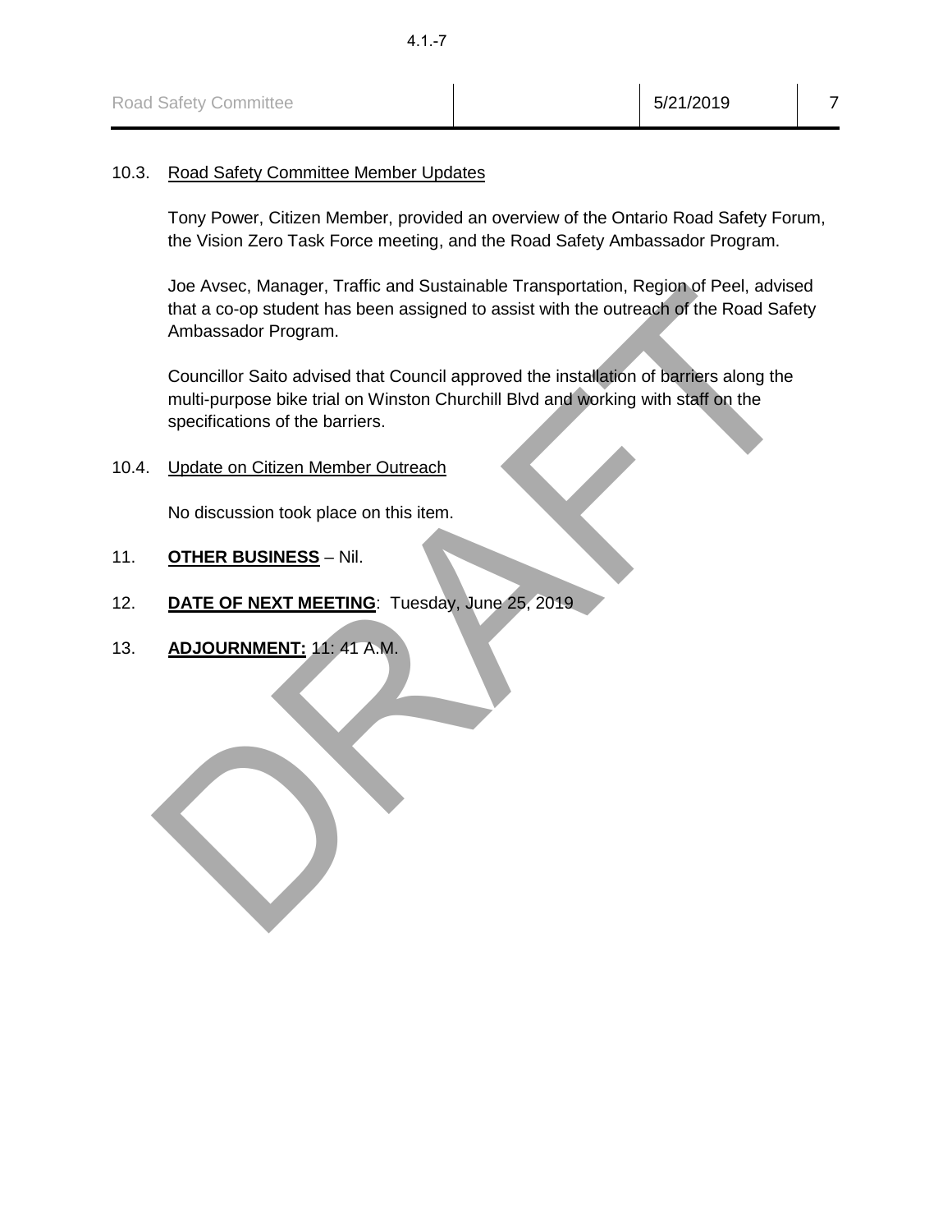10.3. Road Safety Committee Member Updates

Tony Power, Citizen Member, provided an overview of the Ontario Road Safety Forum, the Vision Zero Task Force meeting, and the Road Safety Ambassador Program.

Joe Avsec, Manager, Traffic and Sustainable Transportation, Region of Peel, advised that a co-op student has been assigned to assist with the outreach of the Road Safety Ambassador Program.

Councillor Saito advised that Council approved the installation of barriers along the multi-purpose bike trial on Winston Churchill Blvd and working with staff on the specifications of the barriers.

10.4. Update on Citizen Member Outreach

No discussion took place on this item.

11. **OTHER BUSINESS** – Nil.

12. **DATE OF NEXT MEETING**: Tuesday, June 25, 2019

13. **ADJOURNMENT:** 11: 41 A.M.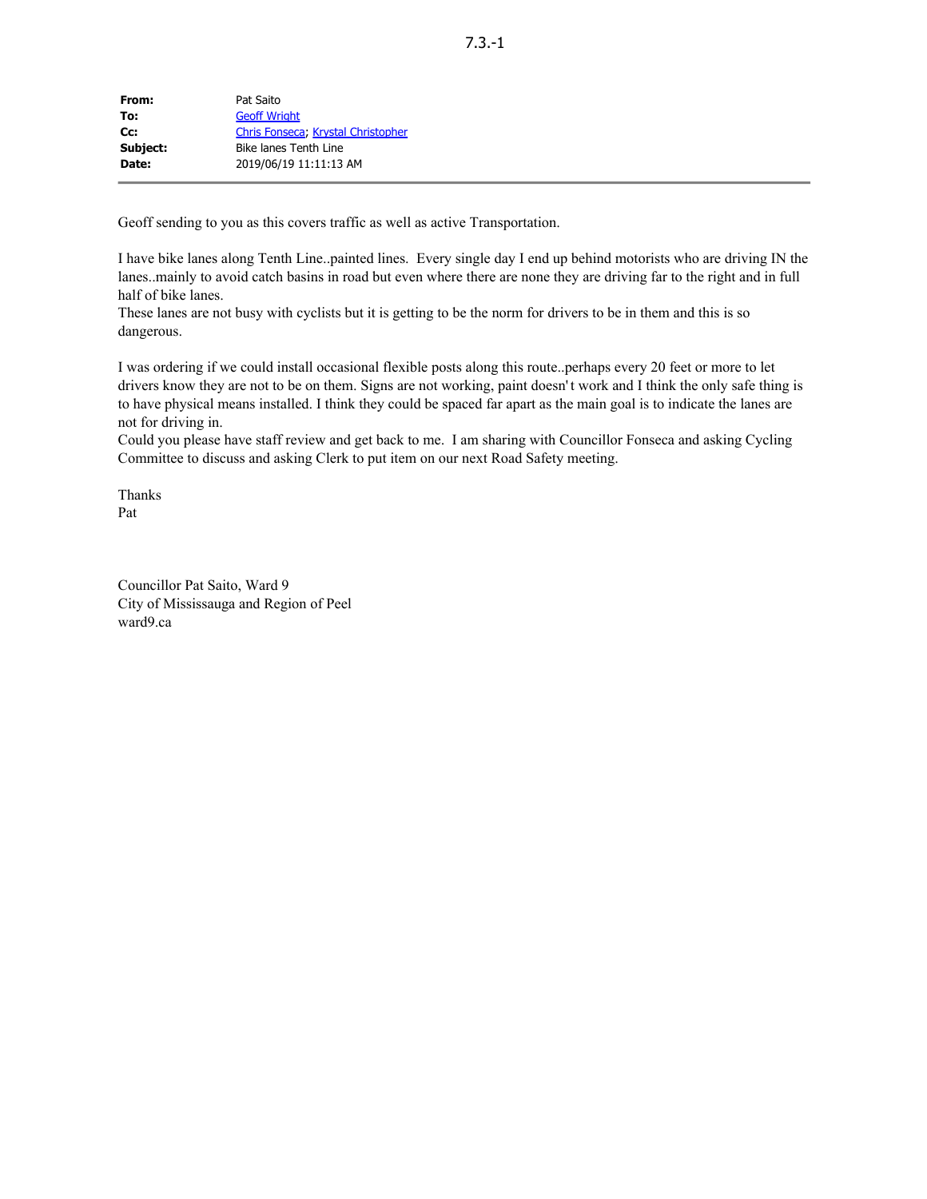| | |
|---|---|
| **From:** | Pat Saito |
| **To:** | Geoff Wright |
| **Cc:** | Chris Fonseca; Krystal Christopher |
| **Subject:** | Bike lanes Tenth Line |
| **Date:** | 2019/06/19 11:11:13 AM |

Geoff sending to you as this covers traffic as well as active Transportation.

I have bike lanes along Tenth Line..painted lines. Every single day I end up behind motorists who are driving IN the lanes..mainly to avoid catch basins in road but even where there are none they are driving far to the right and in full half of bike lanes.
These lanes are not busy with cyclists but it is getting to be the norm for drivers to be in them and this is so dangerous.

I was ordering if we could install occasional flexible posts along this route..perhaps every 20 feet or more to let drivers know they are not to be on them. Signs are not working, paint doesn' t work and I think the only safe thing is to have physical means installed. I think they could be spaced far apart as the main goal is to indicate the lanes are not for driving in.
Could you please have staff review and get back to me. I am sharing with Councillor Fonseca and asking Cycling Committee to discuss and asking Clerk to put item on our next Road Safety meeting.

Thanks
Pat

Councillor Pat Saito, Ward 9
City of Mississauga and Region of Peel
ward9.ca